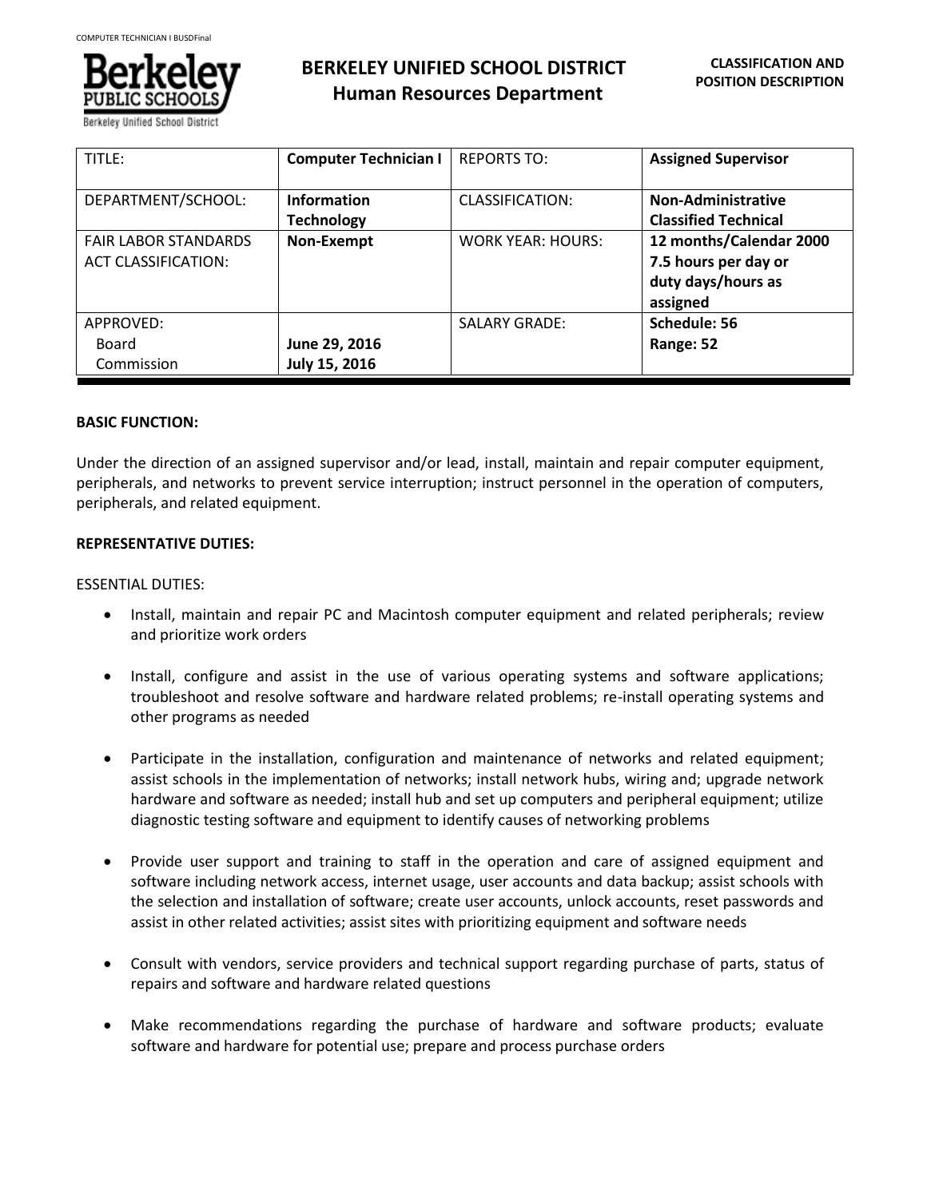# BERKELEY UNIFIED SCHOOL DISTRICT

## Human Resources Department

**CLASSIFICATION AND POSITION DESCRIPTION**

| TITLE: | **Computer Technician I** | REPORTS TO: | **Assigned Supervisor** |
|---|---|---|---|
| DEPARTMENT/SCHOOL: | **Information Technology** | CLASSIFICATION: | **Non-Administrative Classified Technical** |
| FAIR LABOR STANDARDS ACT CLASSIFICATION: | **Non-Exempt** | WORK YEAR: HOURS: | **12 months/Calendar 2000 7.5 hours per day or duty days/hours as assigned** |
| APPROVED: Board Commission | **June 29, 2016 July 15, 2016** | SALARY GRADE: | **Schedule: 56 Range: 52** |

**BASIC FUNCTION:**

Under the direction of an assigned supervisor and/or lead, install, maintain and repair computer equipment, peripherals, and networks to prevent service interruption; instruct personnel in the operation of computers, peripherals, and related equipment.

**REPRESENTATIVE DUTIES:**

ESSENTIAL DUTIES:

- Install, maintain and repair PC and Macintosh computer equipment and related peripherals; review and prioritize work orders
- Install, configure and assist in the use of various operating systems and software applications; troubleshoot and resolve software and hardware related problems; re-install operating systems and other programs as needed
- Participate in the installation, configuration and maintenance of networks and related equipment; assist schools in the implementation of networks; install network hubs, wiring and; upgrade network hardware and software as needed; install hub and set up computers and peripheral equipment; utilize diagnostic testing software and equipment to identify causes of networking problems
- Provide user support and training to staff in the operation and care of assigned equipment and software including network access, internet usage, user accounts and data backup; assist schools with the selection and installation of software; create user accounts, unlock accounts, reset passwords and assist in other related activities; assist sites with prioritizing equipment and software needs
- Consult with vendors, service providers and technical support regarding purchase of parts, status of repairs and software and hardware related questions
- Make recommendations regarding the purchase of hardware and software products; evaluate software and hardware for potential use; prepare and process purchase orders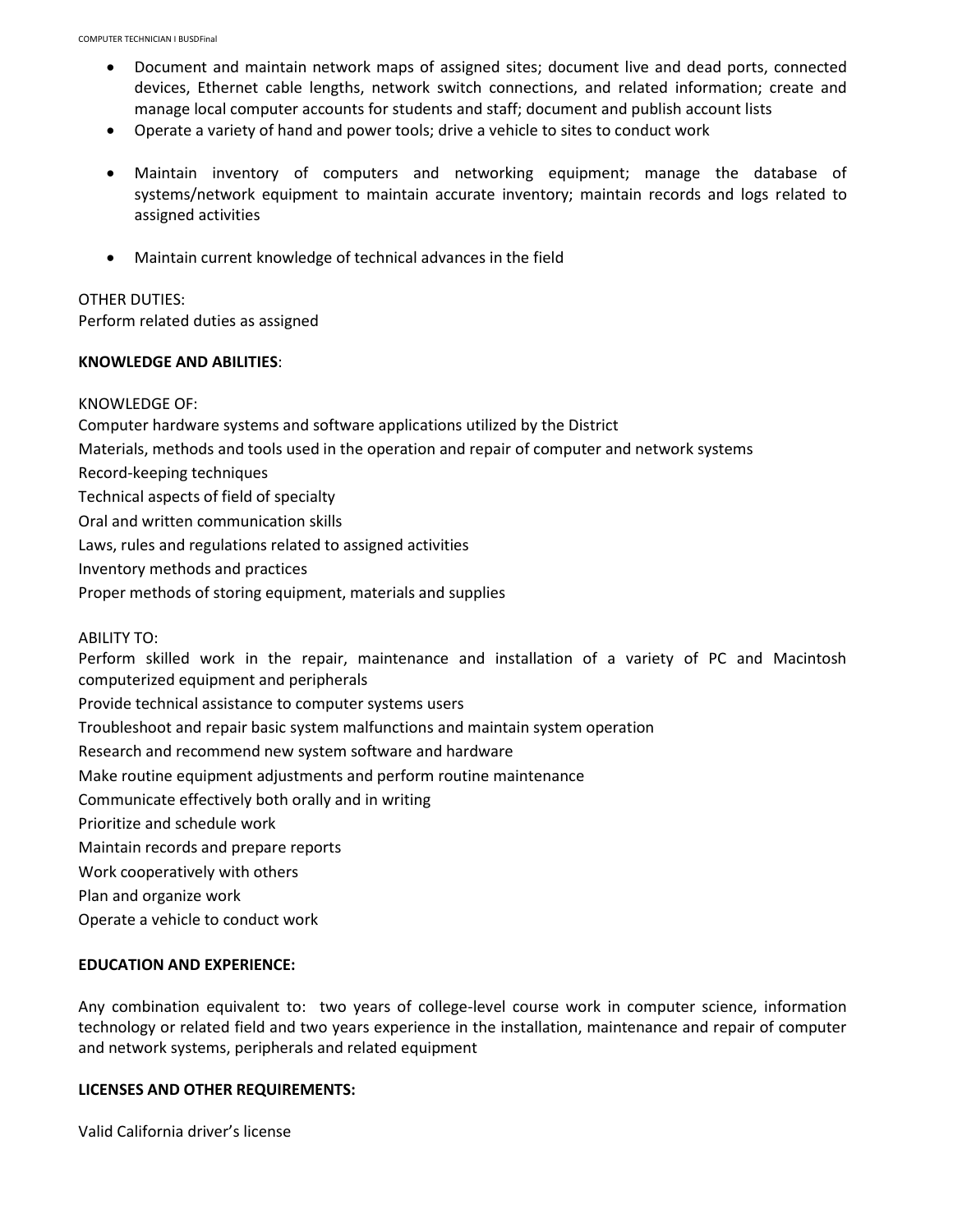- Document and maintain network maps of assigned sites; document live and dead ports, connected devices, Ethernet cable lengths, network switch connections, and related information; create and manage local computer accounts for students and staff; document and publish account lists
- Operate a variety of hand and power tools; drive a vehicle to sites to conduct work
- Maintain inventory of computers and networking equipment; manage the database of systems/network equipment to maintain accurate inventory; maintain records and logs related to assigned activities
- Maintain current knowledge of technical advances in the field

OTHER DUTIES:
Perform related duties as assigned

**KNOWLEDGE AND ABILITIES**:

KNOWLEDGE OF:
Computer hardware systems and software applications utilized by the District
Materials, methods and tools used in the operation and repair of computer and network systems
Record-keeping techniques
Technical aspects of field of specialty
Oral and written communication skills
Laws, rules and regulations related to assigned activities
Inventory methods and practices
Proper methods of storing equipment, materials and supplies

ABILITY TO:
Perform skilled work in the repair, maintenance and installation of a variety of PC and Macintosh computerized equipment and peripherals
Provide technical assistance to computer systems users
Troubleshoot and repair basic system malfunctions and maintain system operation
Research and recommend new system software and hardware
Make routine equipment adjustments and perform routine maintenance
Communicate effectively both orally and in writing
Prioritize and schedule work
Maintain records and prepare reports
Work cooperatively with others
Plan and organize work
Operate a vehicle to conduct work

**EDUCATION AND EXPERIENCE:**

Any combination equivalent to: two years of college-level course work in computer science, information technology or related field and two years experience in the installation, maintenance and repair of computer and network systems, peripherals and related equipment

**LICENSES AND OTHER REQUIREMENTS:**

Valid California driver's license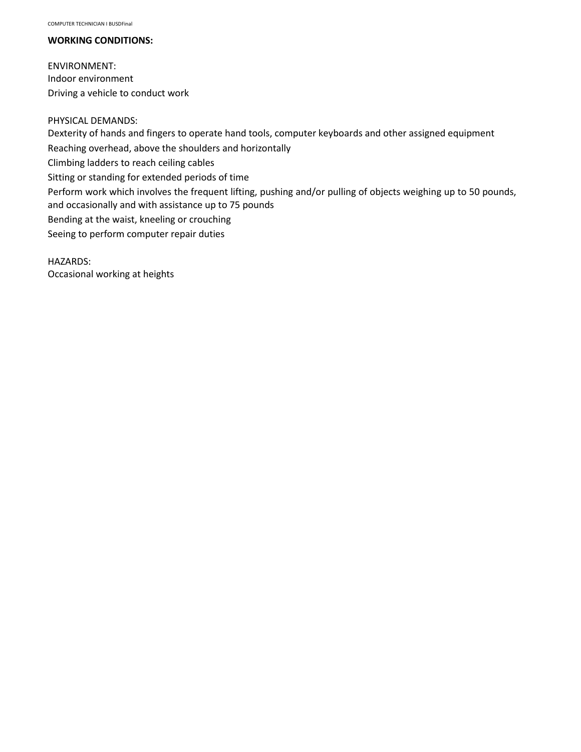**WORKING CONDITIONS:**

ENVIRONMENT:
Indoor environment
Driving a vehicle to conduct work

PHYSICAL DEMANDS:
Dexterity of hands and fingers to operate hand tools, computer keyboards and other assigned equipment
Reaching overhead, above the shoulders and horizontally
Climbing ladders to reach ceiling cables
Sitting or standing for extended periods of time
Perform work which involves the frequent lifting, pushing and/or pulling of objects weighing up to 50 pounds, and occasionally and with assistance up to 75 pounds
Bending at the waist, kneeling or crouching
Seeing to perform computer repair duties

HAZARDS:
Occasional working at heights